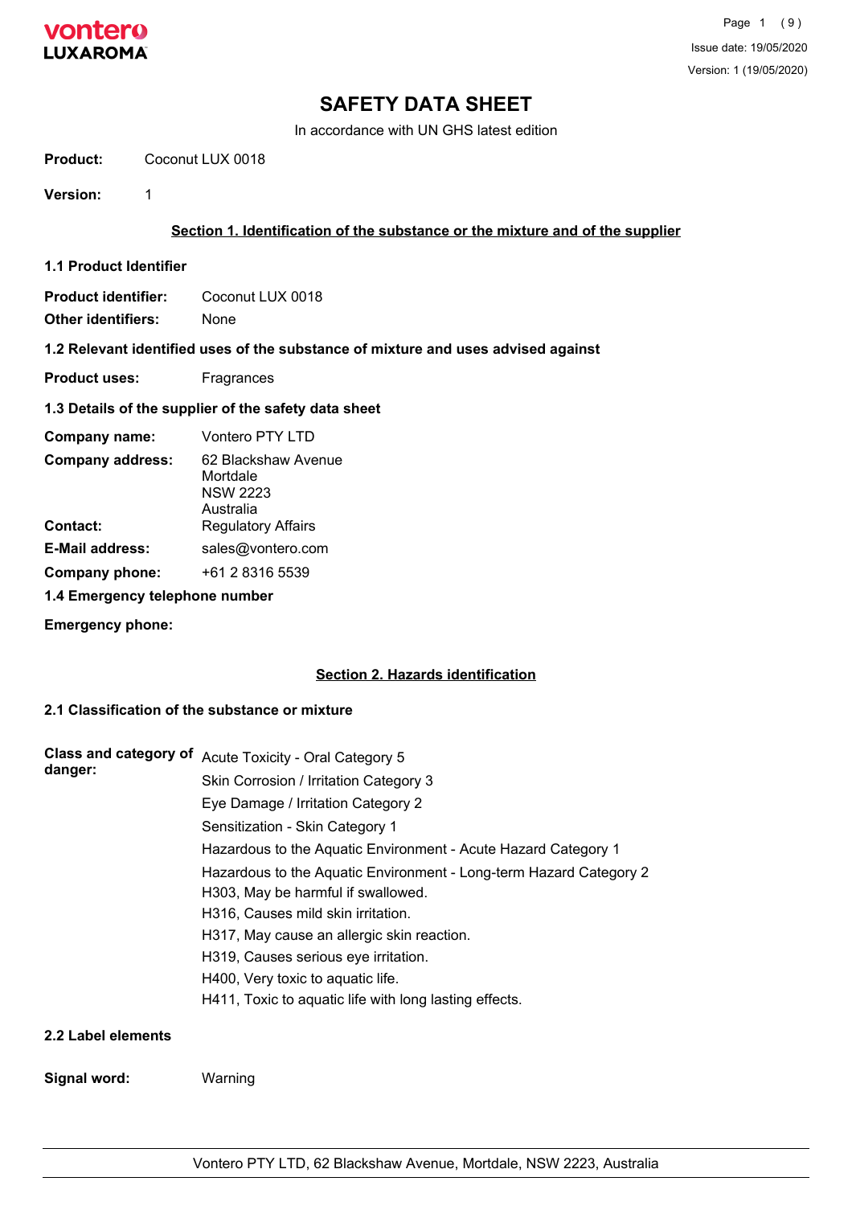# SAFETY DATA SHEET

In accordance with UN GHS latest edition

**Product:** Coconut LUX 0018

**Version:** 1

## Section 1. Identification of the substance or the mixture and of the supplier

### 1.1 Product Identifier

**Product identifier:** Coconut LUX 0018

**Other identifiers:** None

### 1.2 Relevant identified uses of the substance of mixture and uses advised against

**Product uses:** Fragrances

### 1.3 Details of the supplier of the safety data sheet

**Company name:** Vontero PTY LTD

**Company address:** 62 Blackshaw Avenue
Mortdale
NSW 2223
Australia

**Contact:** Regulatory Affairs

**E-Mail address:** sales@vontero.com

**Company phone:** +61 2 8316 5539

### 1.4 Emergency telephone number

**Emergency phone:**

## Section 2. Hazards identification

### 2.1 Classification of the substance or mixture

**Class and category of danger:**

Acute Toxicity - Oral Category 5

Skin Corrosion / Irritation Category 3

Eye Damage / Irritation Category 2

Sensitization - Skin Category 1

Hazardous to the Aquatic Environment - Acute Hazard Category 1

Hazardous to the Aquatic Environment - Long-term Hazard Category 2

H303, May be harmful if swallowed.

H316, Causes mild skin irritation.

H317, May cause an allergic skin reaction.

H319, Causes serious eye irritation.

H400, Very toxic to aquatic life.

H411, Toxic to aquatic life with long lasting effects.

### 2.2 Label elements

**Signal word:** Warning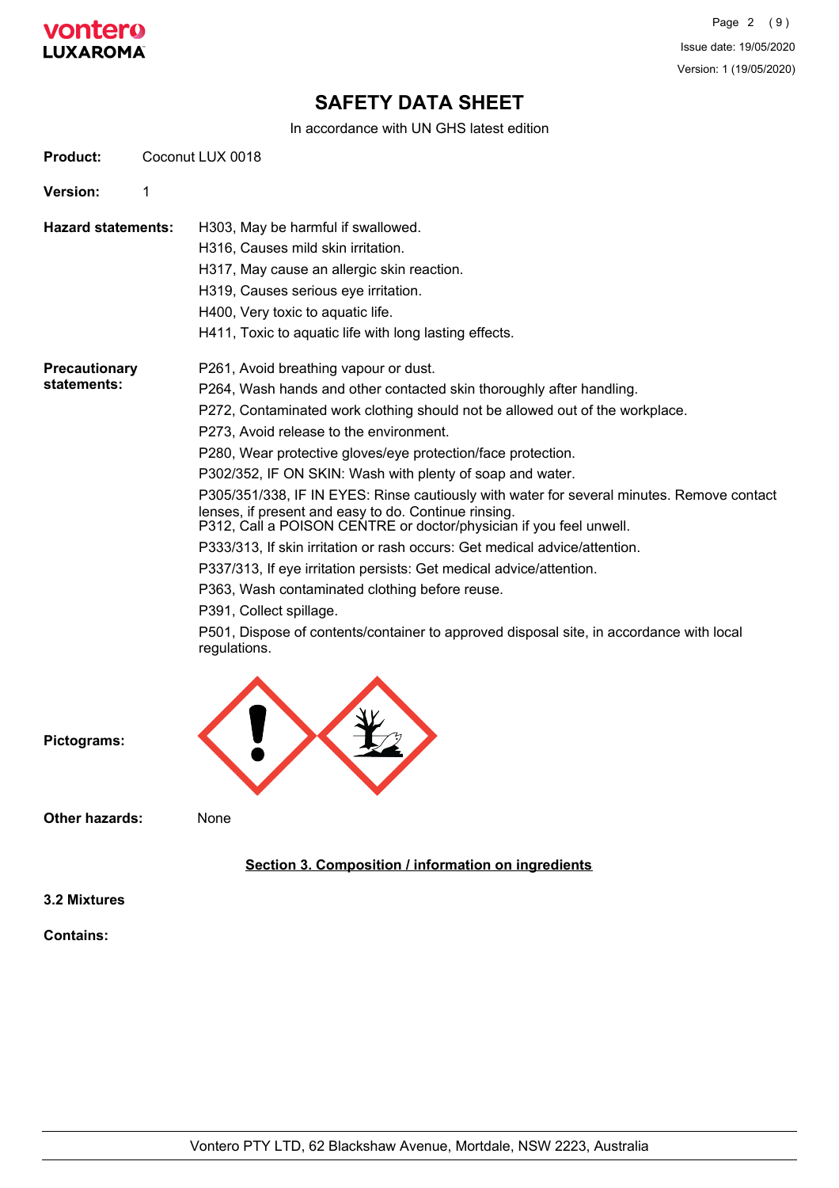# SAFETY DATA SHEET

In accordance with UN GHS latest edition

**Product:** Coconut LUX 0018

**Version:** 1

**Hazard statements:**

H303, May be harmful if swallowed.
H316, Causes mild skin irritation.
H317, May cause an allergic skin reaction.
H319, Causes serious eye irritation.
H400, Very toxic to aquatic life.
H411, Toxic to aquatic life with long lasting effects.

**Precautionary statements:**

P261, Avoid breathing vapour or dust.
P264, Wash hands and other contacted skin thoroughly after handling.
P272, Contaminated work clothing should not be allowed out of the workplace.
P273, Avoid release to the environment.
P280, Wear protective gloves/eye protection/face protection.
P302/352, IF ON SKIN: Wash with plenty of soap and water.
P305/351/338, IF IN EYES: Rinse cautiously with water for several minutes. Remove contact lenses, if present and easy to do. Continue rinsing.
P312, Call a POISON CENTRE or doctor/physician if you feel unwell.
P333/313, If skin irritation or rash occurs: Get medical advice/attention.
P337/313, If eye irritation persists: Get medical advice/attention.
P363, Wash contaminated clothing before reuse.
P391, Collect spillage.
P501, Dispose of contents/container to approved disposal site, in accordance with local regulations.

**Pictograms:**

**Other hazards:** None

## Section 3. Composition / information on ingredients

**3.2 Mixtures**

**Contains:**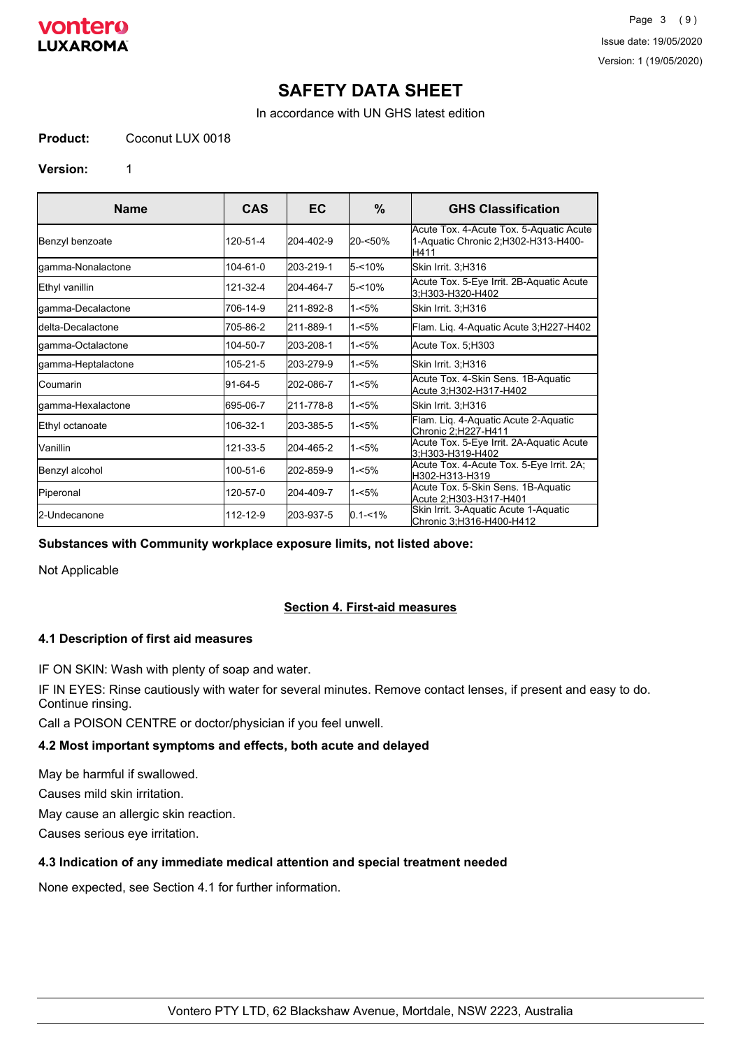# SAFETY DATA SHEET

In accordance with UN GHS latest edition

**Product:** Coconut LUX 0018

**Version:** 1

| Name | CAS | EC | % | GHS Classification |
|---|---|---|---|---|
| Benzyl benzoate | 120-51-4 | 204-402-9 | 20-<50% | Acute Tox. 4-Acute Tox. 5-Aquatic Acute 1-Aquatic Chronic 2;H302-H313-H400-H411 |
| gamma-Nonalactone | 104-61-0 | 203-219-1 | 5-<10% | Skin Irrit. 3;H316 |
| Ethyl vanillin | 121-32-4 | 204-464-7 | 5-<10% | Acute Tox. 5-Eye Irrit. 2B-Aquatic Acute 3;H303-H320-H402 |
| gamma-Decalactone | 706-14-9 | 211-892-8 | 1-<5% | Skin Irrit. 3;H316 |
| delta-Decalactone | 705-86-2 | 211-889-1 | 1-<5% | Flam. Liq. 4-Aquatic Acute 3;H227-H402 |
| gamma-Octalactone | 104-50-7 | 203-208-1 | 1-<5% | Acute Tox. 5;H303 |
| gamma-Heptalactone | 105-21-5 | 203-279-9 | 1-<5% | Skin Irrit. 3;H316 |
| Coumarin | 91-64-5 | 202-086-7 | 1-<5% | Acute Tox. 4-Skin Sens. 1B-Aquatic Acute 3;H302-H317-H402 |
| gamma-Hexalactone | 695-06-7 | 211-778-8 | 1-<5% | Skin Irrit. 3;H316 |
| Ethyl octanoate | 106-32-1 | 203-385-5 | 1-<5% | Flam. Liq. 4-Aquatic Acute 2-Aquatic Chronic 2;H227-H411 |
| Vanillin | 121-33-5 | 204-465-2 | 1-<5% | Acute Tox. 5-Eye Irrit. 2A-Aquatic Acute 3;H303-H319-H402 |
| Benzyl alcohol | 100-51-6 | 202-859-9 | 1-<5% | Acute Tox. 4-Acute Tox. 5-Eye Irrit. 2A;H302-H313-H319 |
| Piperonal | 120-57-0 | 204-409-7 | 1-<5% | Acute Tox. 5-Skin Sens. 1B-Aquatic Acute 2;H303-H317-H401 |
| 2-Undecanone | 112-12-9 | 203-937-5 | 0.1-<1% | Skin Irrit. 3-Aquatic Acute 1-Aquatic Chronic 3;H316-H400-H412 |

**Substances with Community workplace exposure limits, not listed above:**

Not Applicable

## Section 4. First-aid measures

### 4.1 Description of first aid measures

IF ON SKIN: Wash with plenty of soap and water.

IF IN EYES: Rinse cautiously with water for several minutes. Remove contact lenses, if present and easy to do. Continue rinsing.

Call a POISON CENTRE or doctor/physician if you feel unwell.

### 4.2 Most important symptoms and effects, both acute and delayed

May be harmful if swallowed.

Causes mild skin irritation.

May cause an allergic skin reaction.

Causes serious eye irritation.

### 4.3 Indication of any immediate medical attention and special treatment needed

None expected, see Section 4.1 for further information.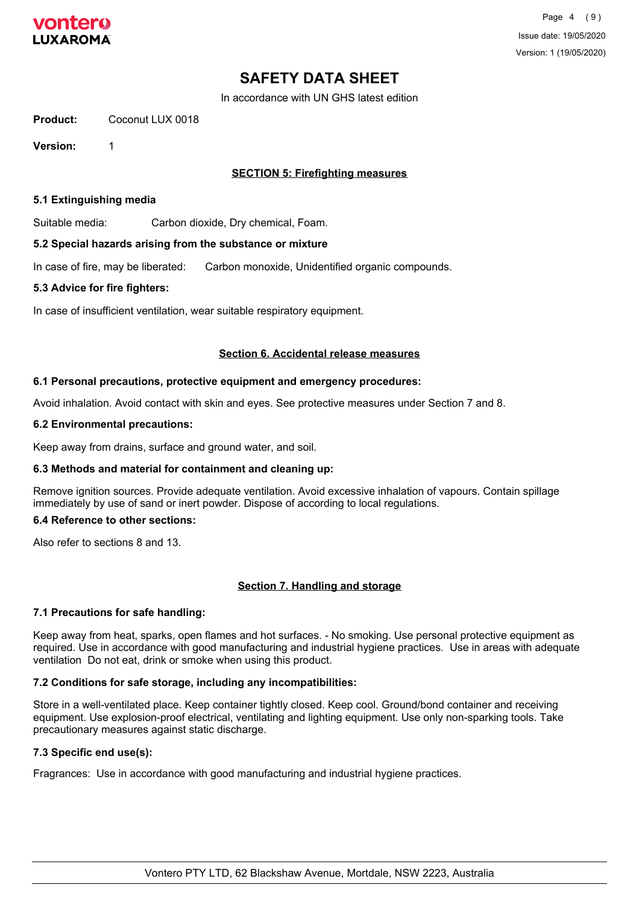# SAFETY DATA SHEET

In accordance with UN GHS latest edition

**Product:** Coconut LUX 0018

**Version:** 1

## SECTION 5: Firefighting measures

### 5.1 Extinguishing media

Suitable media: Carbon dioxide, Dry chemical, Foam.

### 5.2 Special hazards arising from the substance or mixture

In case of fire, may be liberated: Carbon monoxide, Unidentified organic compounds.

### 5.3 Advice for fire fighters:

In case of insufficient ventilation, wear suitable respiratory equipment.

## Section 6. Accidental release measures

### 6.1 Personal precautions, protective equipment and emergency procedures:

Avoid inhalation. Avoid contact with skin and eyes. See protective measures under Section 7 and 8.

### 6.2 Environmental precautions:

Keep away from drains, surface and ground water, and soil.

### 6.3 Methods and material for containment and cleaning up:

Remove ignition sources. Provide adequate ventilation. Avoid excessive inhalation of vapours. Contain spillage immediately by use of sand or inert powder. Dispose of according to local regulations.

### 6.4 Reference to other sections:

Also refer to sections 8 and 13.

## Section 7. Handling and storage

### 7.1 Precautions for safe handling:

Keep away from heat, sparks, open flames and hot surfaces. - No smoking. Use personal protective equipment as required. Use in accordance with good manufacturing and industrial hygiene practices. Use in areas with adequate ventilation Do not eat, drink or smoke when using this product.

### 7.2 Conditions for safe storage, including any incompatibilities:

Store in a well-ventilated place. Keep container tightly closed. Keep cool. Ground/bond container and receiving equipment. Use explosion-proof electrical, ventilating and lighting equipment. Use only non-sparking tools. Take precautionary measures against static discharge.

### 7.3 Specific end use(s):

Fragrances: Use in accordance with good manufacturing and industrial hygiene practices.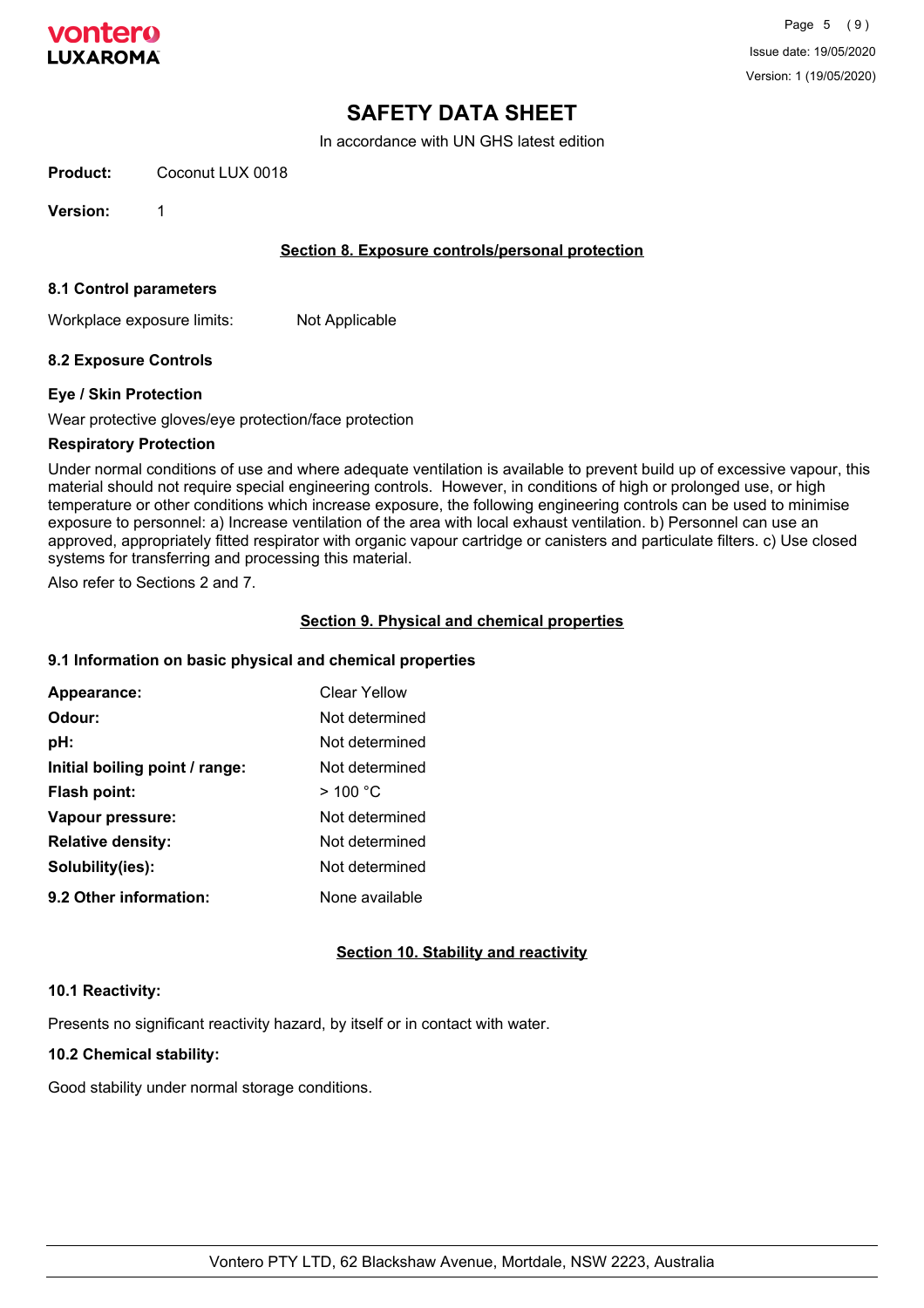# SAFETY DATA SHEET

In accordance with UN GHS latest edition

**Product:** Coconut LUX 0018

**Version:** 1

## Section 8. Exposure controls/personal protection

### 8.1 Control parameters

Workplace exposure limits: Not Applicable

### 8.2 Exposure Controls

**Eye / Skin Protection**

Wear protective gloves/eye protection/face protection

**Respiratory Protection**

Under normal conditions of use and where adequate ventilation is available to prevent build up of excessive vapour, this material should not require special engineering controls. However, in conditions of high or prolonged use, or high temperature or other conditions which increase exposure, the following engineering controls can be used to minimise exposure to personnel: a) Increase ventilation of the area with local exhaust ventilation. b) Personnel can use an approved, appropriately fitted respirator with organic vapour cartridge or canisters and particulate filters. c) Use closed systems for transferring and processing this material.

Also refer to Sections 2 and 7.

## Section 9. Physical and chemical properties

### 9.1 Information on basic physical and chemical properties

| | |
|---|---|
| **Appearance:** | Clear Yellow |
| **Odour:** | Not determined |
| **pH:** | Not determined |
| **Initial boiling point / range:** | Not determined |
| **Flash point:** | > 100 °C |
| **Vapour pressure:** | Not determined |
| **Relative density:** | Not determined |
| **Solubility(ies):** | Not determined |
| **9.2 Other information:** | None available |

## Section 10. Stability and reactivity

### 10.1 Reactivity:

Presents no significant reactivity hazard, by itself or in contact with water.

### 10.2 Chemical stability:

Good stability under normal storage conditions.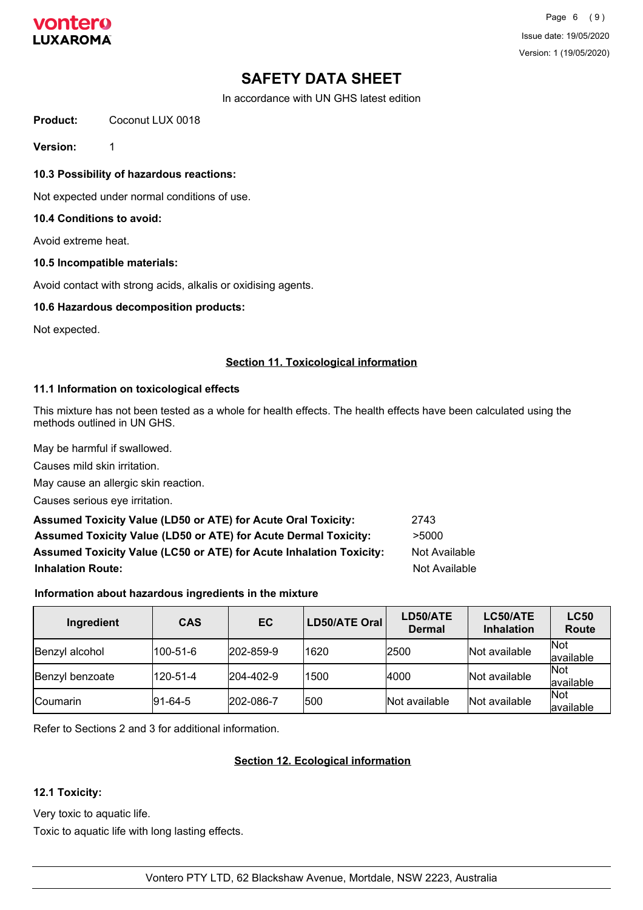# SAFETY DATA SHEET

In accordance with UN GHS latest edition

**Product:** Coconut LUX 0018

**Version:** 1

**10.3 Possibility of hazardous reactions:**

Not expected under normal conditions of use.

**10.4 Conditions to avoid:**

Avoid extreme heat.

**10.5 Incompatible materials:**

Avoid contact with strong acids, alkalis or oxidising agents.

**10.6 Hazardous decomposition products:**

Not expected.

## Section 11. Toxicological information

**11.1 Information on toxicological effects**

This mixture has not been tested as a whole for health effects. The health effects have been calculated using the methods outlined in UN GHS.

May be harmful if swallowed.

Causes mild skin irritation.

May cause an allergic skin reaction.

Causes serious eye irritation.

**Assumed Toxicity Value (LD50 or ATE) for Acute Oral Toxicity:** 2743

**Assumed Toxicity Value (LD50 or ATE) for Acute Dermal Toxicity:** >5000

**Assumed Toxicity Value (LC50 or ATE) for Acute Inhalation Toxicity:** Not Available

**Inhalation Route:** Not Available

**Information about hazardous ingredients in the mixture**

| Ingredient | CAS | EC | LD50/ATE Oral | LD50/ATE Dermal | LC50/ATE Inhalation | LC50 Route |
|---|---|---|---|---|---|---|
| Benzyl alcohol | 100-51-6 | 202-859-9 | 1620 | 2500 | Not available | Not available |
| Benzyl benzoate | 120-51-4 | 204-402-9 | 1500 | 4000 | Not available | Not available |
| Coumarin | 91-64-5 | 202-086-7 | 500 | Not available | Not available | Not available |

Refer to Sections 2 and 3 for additional information.

## Section 12. Ecological information

**12.1 Toxicity:**

Very toxic to aquatic life.

Toxic to aquatic life with long lasting effects.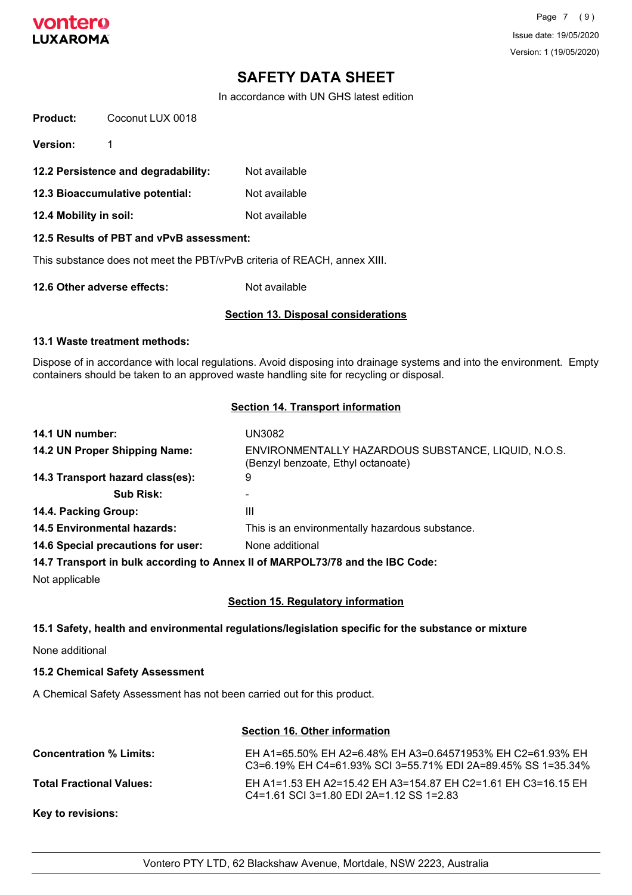# SAFETY DATA SHEET

In accordance with UN GHS latest edition

**Product:** Coconut LUX 0018

**Version:** 1

**12.2 Persistence and degradability:** Not available

**12.3 Bioaccumulative potential:** Not available

**12.4 Mobility in soil:** Not available

**12.5 Results of PBT and vPvB assessment:**

This substance does not meet the PBT/vPvB criteria of REACH, annex XIII.

**12.6 Other adverse effects:** Not available

## Section 13. Disposal considerations

**13.1 Waste treatment methods:**

Dispose of in accordance with local regulations. Avoid disposing into drainage systems and into the environment. Empty containers should be taken to an approved waste handling site for recycling or disposal.

## Section 14. Transport information

| | |
|---|---|
| **14.1 UN number:** | UN3082 |
| **14.2 UN Proper Shipping Name:** | ENVIRONMENTALLY HAZARDOUS SUBSTANCE, LIQUID, N.O.S. (Benzyl benzoate, Ethyl octanoate) |
| **14.3 Transport hazard class(es):** | 9 |
| **Sub Risk:** | - |
| **14.4. Packing Group:** | III |
| **14.5 Environmental hazards:** | This is an environmentally hazardous substance. |
| **14.6 Special precautions for user:** | None additional |

**14.7 Transport in bulk according to Annex II of MARPOL73/78 and the IBC Code:**

Not applicable

## Section 15. Regulatory information

**15.1 Safety, health and environmental regulations/legislation specific for the substance or mixture**

None additional

**15.2 Chemical Safety Assessment**

A Chemical Safety Assessment has not been carried out for this product.

## Section 16. Other information

**Concentration % Limits:** EH A1=65.50% EH A2=6.48% EH A3=0.64571953% EH C2=61.93% EH C3=6.19% EH C4=61.93% SCI 3=55.71% EDI 2A=89.45% SS 1=35.34%

**Total Fractional Values:** EH A1=1.53 EH A2=15.42 EH A3=154.87 EH C2=1.61 EH C3=16.15 EH C4=1.61 SCI 3=1.80 EDI 2A=1.12 SS 1=2.83

**Key to revisions:**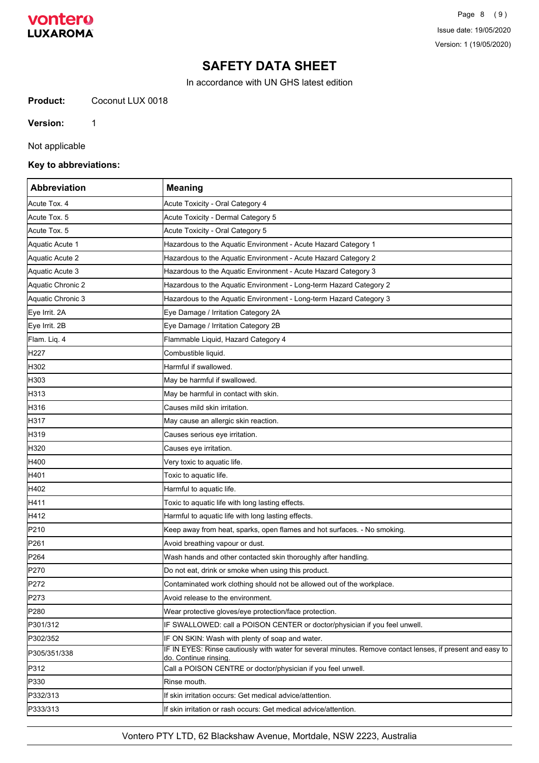# SAFETY DATA SHEET

In accordance with UN GHS latest edition

**Product:** Coconut LUX 0018

**Version:** 1

Not applicable

**Key to abbreviations:**

| Abbreviation | Meaning |
|---|---|
| Acute Tox. 4 | Acute Toxicity - Oral Category 4 |
| Acute Tox. 5 | Acute Toxicity - Dermal Category 5 |
| Acute Tox. 5 | Acute Toxicity - Oral Category 5 |
| Aquatic Acute 1 | Hazardous to the Aquatic Environment - Acute Hazard Category 1 |
| Aquatic Acute 2 | Hazardous to the Aquatic Environment - Acute Hazard Category 2 |
| Aquatic Acute 3 | Hazardous to the Aquatic Environment - Acute Hazard Category 3 |
| Aquatic Chronic 2 | Hazardous to the Aquatic Environment - Long-term Hazard Category 2 |
| Aquatic Chronic 3 | Hazardous to the Aquatic Environment - Long-term Hazard Category 3 |
| Eye Irrit. 2A | Eye Damage / Irritation Category 2A |
| Eye Irrit. 2B | Eye Damage / Irritation Category 2B |
| Flam. Liq. 4 | Flammable Liquid, Hazard Category 4 |
| H227 | Combustible liquid. |
| H302 | Harmful if swallowed. |
| H303 | May be harmful if swallowed. |
| H313 | May be harmful in contact with skin. |
| H316 | Causes mild skin irritation. |
| H317 | May cause an allergic skin reaction. |
| H319 | Causes serious eye irritation. |
| H320 | Causes eye irritation. |
| H400 | Very toxic to aquatic life. |
| H401 | Toxic to aquatic life. |
| H402 | Harmful to aquatic life. |
| H411 | Toxic to aquatic life with long lasting effects. |
| H412 | Harmful to aquatic life with long lasting effects. |
| P210 | Keep away from heat, sparks, open flames and hot surfaces. - No smoking. |
| P261 | Avoid breathing vapour or dust. |
| P264 | Wash hands and other contacted skin thoroughly after handling. |
| P270 | Do not eat, drink or smoke when using this product. |
| P272 | Contaminated work clothing should not be allowed out of the workplace. |
| P273 | Avoid release to the environment. |
| P280 | Wear protective gloves/eye protection/face protection. |
| P301/312 | IF SWALLOWED: call a POISON CENTER or doctor/physician if you feel unwell. |
| P302/352 | IF ON SKIN: Wash with plenty of soap and water. |
| P305/351/338 | IF IN EYES: Rinse cautiously with water for several minutes. Remove contact lenses, if present and easy to do. Continue rinsing. |
| P312 | Call a POISON CENTRE or doctor/physician if you feel unwell. |
| P330 | Rinse mouth. |
| P332/313 | If skin irritation occurs: Get medical advice/attention. |
| P333/313 | If skin irritation or rash occurs: Get medical advice/attention. |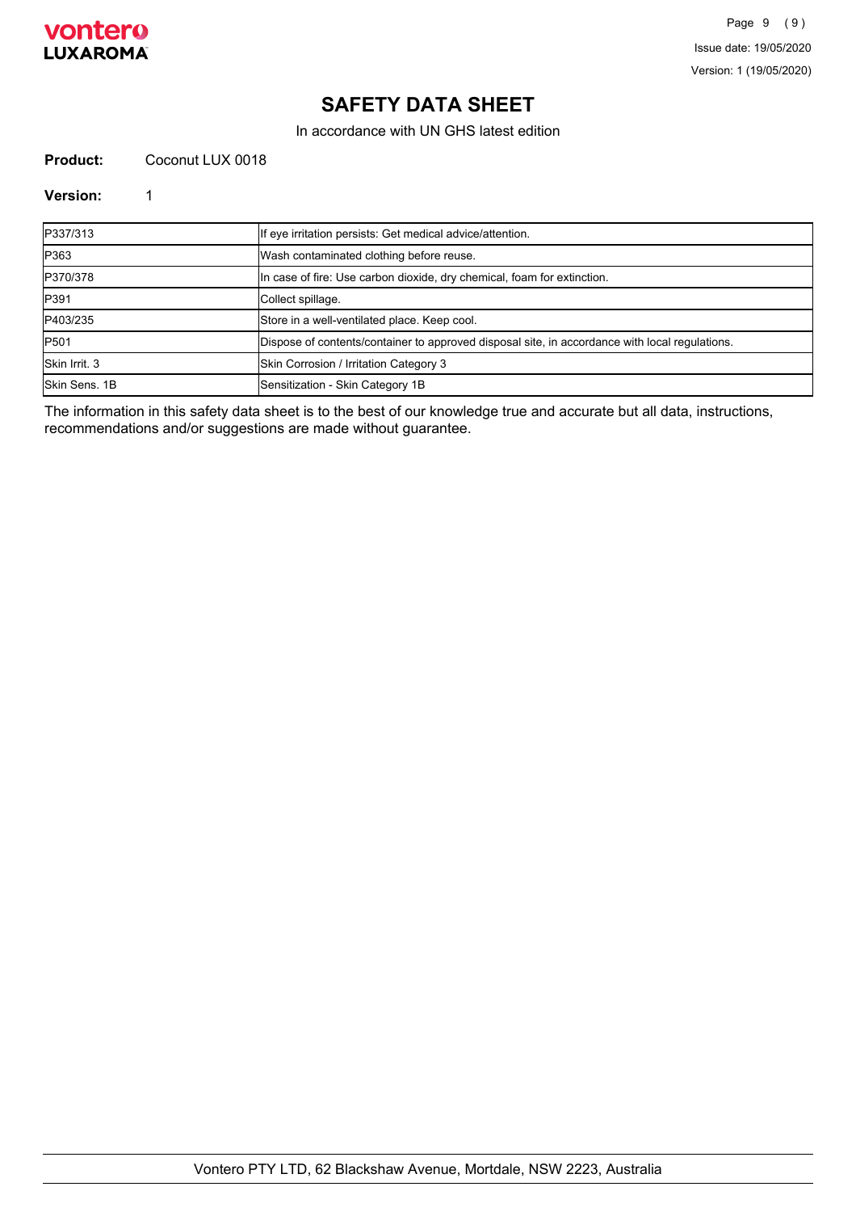# SAFETY DATA SHEET

In accordance with UN GHS latest edition

**Product:** Coconut LUX 0018

**Version:** 1

| | |
|---|---|
| P337/313 | If eye irritation persists: Get medical advice/attention. |
| P363 | Wash contaminated clothing before reuse. |
| P370/378 | In case of fire: Use carbon dioxide, dry chemical, foam for extinction. |
| P391 | Collect spillage. |
| P403/235 | Store in a well-ventilated place. Keep cool. |
| P501 | Dispose of contents/container to approved disposal site, in accordance with local regulations. |
| Skin Irrit. 3 | Skin Corrosion / Irritation Category 3 |
| Skin Sens. 1B | Sensitization - Skin Category 1B |

The information in this safety data sheet is to the best of our knowledge true and accurate but all data, instructions, recommendations and/or suggestions are made without guarantee.